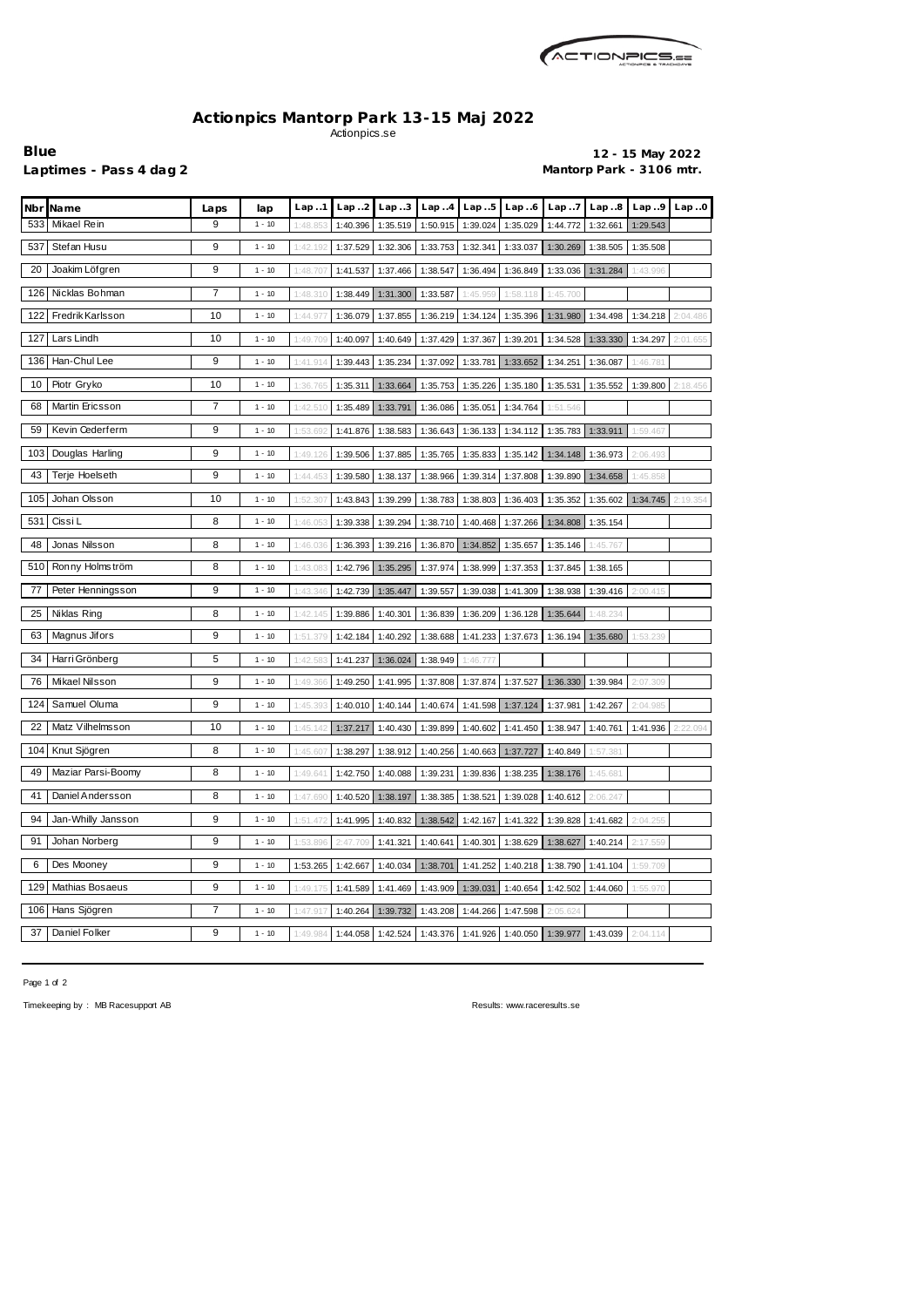# Actionpics Mantorp Park 13-15 Maj 2022

Actionpics.se

**Blue** **12 - 15 May 2022**

**Laptimes - Pass 4 dag 2** **Mantorp Park - 3106 mtr.**

| Nbr | Name | Laps | lap | Lap..1 | Lap..2 | Lap..3 | Lap..4 | Lap..5 | Lap..6 | Lap..7 | Lap..8 | Lap..9 | Lap..0 |
|---|---|---|---|---|---|---|---|---|---|---|---|---|---|
| 533 | Mikael Rein | 9 | 1 - 10 | 1:48.853 | 1:40.396 | 1:35.519 | 1:50.915 | 1:39.024 | 1:35.029 | 1:44.772 | 1:32.661 | 1:29.543 | |
| 537 | Stefan Husu | 9 | 1 - 10 | 1:42.192 | 1:37.529 | 1:32.306 | 1:33.753 | 1:32.341 | 1:33.037 | 1:30.269 | 1:38.505 | 1:35.508 | |
| 20 | Joakim Löfgren | 9 | 1 - 10 | 1:48.707 | 1:41.537 | 1:37.466 | 1:38.547 | 1:36.494 | 1:36.849 | 1:33.036 | 1:31.284 | 1:43.996 | |
| 126 | Nicklas Bohman | 7 | 1 - 10 | 1:48.310 | 1:38.449 | 1:31.300 | 1:33.587 | 1:45.959 | 1:58.118 | 1:45.700 | | | |
| 122 | Fredrik Karlsson | 10 | 1 - 10 | 1:44.977 | 1:36.079 | 1:37.855 | 1:36.219 | 1:34.124 | 1:35.396 | 1:31.980 | 1:34.498 | 1:34.218 | 2:04.486 |
| 127 | Lars Lindh | 10 | 1 - 10 | 1:49.709 | 1:40.097 | 1:40.649 | 1:37.429 | 1:37.367 | 1:39.201 | 1:34.528 | 1:33.330 | 1:34.297 | 2:01.655 |
| 136 | Han-Chul Lee | 9 | 1 - 10 | 1:41.914 | 1:39.443 | 1:35.234 | 1:37.092 | 1:33.781 | 1:33.652 | 1:34.251 | 1:36.087 | 1:46.781 | |
| 10 | Piotr Gryko | 10 | 1 - 10 | 1:36.765 | 1:35.311 | 1:33.664 | 1:35.753 | 1:35.226 | 1:35.180 | 1:35.531 | 1:35.552 | 1:39.800 | 2:18.456 |
| 68 | Martin Ericsson | 7 | 1 - 10 | 1:42.510 | 1:35.489 | 1:33.791 | 1:36.086 | 1:35.051 | 1:34.764 | 1:51.546 | | | |
| 59 | Kevin Cederferm | 9 | 1 - 10 | 1:53.692 | 1:41.876 | 1:38.583 | 1:36.643 | 1:36.133 | 1:34.112 | 1:35.783 | 1:33.911 | 1:59.467 | |
| 103 | Douglas Harling | 9 | 1 - 10 | 1:49.126 | 1:39.506 | 1:37.885 | 1:35.765 | 1:35.833 | 1:35.142 | 1:34.148 | 1:36.973 | 2:06.493 | |
| 43 | Terje Hoelseth | 9 | 1 - 10 | 1:44.453 | 1:39.580 | 1:38.137 | 1:38.966 | 1:39.314 | 1:37.808 | 1:39.890 | 1:34.658 | 1:45.858 | |
| 105 | Johan Olsson | 10 | 1 - 10 | 1:52.307 | 1:43.843 | 1:39.299 | 1:38.783 | 1:38.803 | 1:36.403 | 1:35.352 | 1:35.602 | 1:34.745 | 2:19.354 |
| 531 | Cissi L | 8 | 1 - 10 | 1:46.053 | 1:39.338 | 1:39.294 | 1:38.710 | 1:40.468 | 1:37.266 | 1:34.808 | 1:35.154 | | |
| 48 | Jonas Nilsson | 8 | 1 - 10 | 1:46.036 | 1:36.393 | 1:39.216 | 1:36.870 | 1:34.852 | 1:35.657 | 1:35.146 | 1:45.767 | | |
| 510 | Ronny Holmström | 8 | 1 - 10 | 1:43.083 | 1:42.796 | 1:35.295 | 1:37.974 | 1:38.999 | 1:37.353 | 1:37.845 | 1:38.165 | | |
| 77 | Peter Henningsson | 9 | 1 - 10 | 1:43.346 | 1:42.739 | 1:35.447 | 1:39.557 | 1:39.038 | 1:41.309 | 1:38.938 | 1:39.416 | 2:00.415 | |
| 25 | Niklas Ring | 8 | 1 - 10 | 1:42.145 | 1:39.886 | 1:40.301 | 1:36.839 | 1:36.209 | 1:36.128 | 1:35.644 | 1:48.234 | | |
| 63 | Magnus Jifors | 9 | 1 - 10 | 1:51.379 | 1:42.184 | 1:40.292 | 1:38.688 | 1:41.233 | 1:37.673 | 1:36.194 | 1:35.680 | 1:53.239 | |
| 34 | Harri Grönberg | 5 | 1 - 10 | 1:42.583 | 1:41.237 | 1:36.024 | 1:38.949 | 1:46.777 | | | | | |
| 76 | Mikael Nilsson | 9 | 1 - 10 | 1:49.366 | 1:49.250 | 1:41.995 | 1:37.808 | 1:37.874 | 1:37.527 | 1:36.330 | 1:39.984 | 2:07.309 | |
| 124 | Samuel Oluma | 9 | 1 - 10 | 1:45.393 | 1:40.010 | 1:40.144 | 1:40.674 | 1:41.598 | 1:37.124 | 1:37.981 | 1:42.267 | 2:04.985 | |
| 22 | Matz Vilhelmsson | 10 | 1 - 10 | 1:45.142 | 1:37.217 | 1:40.430 | 1:39.899 | 1:40.602 | 1:41.450 | 1:38.947 | 1:40.761 | 1:41.936 | 2:22.094 |
| 104 | Knut Sjögren | 8 | 1 - 10 | 1:45.607 | 1:38.297 | 1:38.912 | 1:40.256 | 1:40.663 | 1:37.727 | 1:40.849 | 1:57.381 | | |
| 49 | Maziar Parsi-Boomy | 8 | 1 - 10 | 1:49.641 | 1:42.750 | 1:40.088 | 1:39.231 | 1:39.836 | 1:38.235 | 1:38.176 | 1:45.681 | | |
| 41 | Daniel Andersson | 8 | 1 - 10 | 1:47.690 | 1:40.520 | 1:38.197 | 1:38.385 | 1:38.521 | 1:39.028 | 1:40.612 | 2:06.247 | | |
| 94 | Jan-Whilly Jansson | 9 | 1 - 10 | 1:51.472 | 1:41.995 | 1:40.832 | 1:38.542 | 1:42.167 | 1:41.322 | 1:39.828 | 1:41.682 | 2:04.255 | |
| 91 | Johan Norberg | 9 | 1 - 10 | 1:53.896 | 2:47.709 | 1:41.321 | 1:40.641 | 1:40.301 | 1:38.629 | 1:38.627 | 1:40.214 | 2:17.559 | |
| 6 | Des Mooney | 9 | 1 - 10 | 1:53.265 | 1:42.667 | 1:40.034 | 1:38.701 | 1:41.252 | 1:40.218 | 1:38.790 | 1:41.104 | 1:59.709 | |
| 129 | Mathias Bosaeus | 9 | 1 - 10 | 1:49.175 | 1:41.589 | 1:41.469 | 1:43.909 | 1:39.031 | 1:40.654 | 1:42.502 | 1:44.060 | 1:55.970 | |
| 106 | Hans Sjögren | 7 | 1 - 10 | 1:47.917 | 1:40.264 | 1:39.732 | 1:43.208 | 1:44.266 | 1:47.598 | 2:05.624 | | | |
| 37 | Daniel Folker | 9 | 1 - 10 | 1:49.984 | 1:44.058 | 1:42.524 | 1:43.376 | 1:41.926 | 1:40.050 | 1:39.977 | 1:43.039 | 2:04.114 | |

Timekeeping by : MB Racesupport AB

Results: www.raceresults.se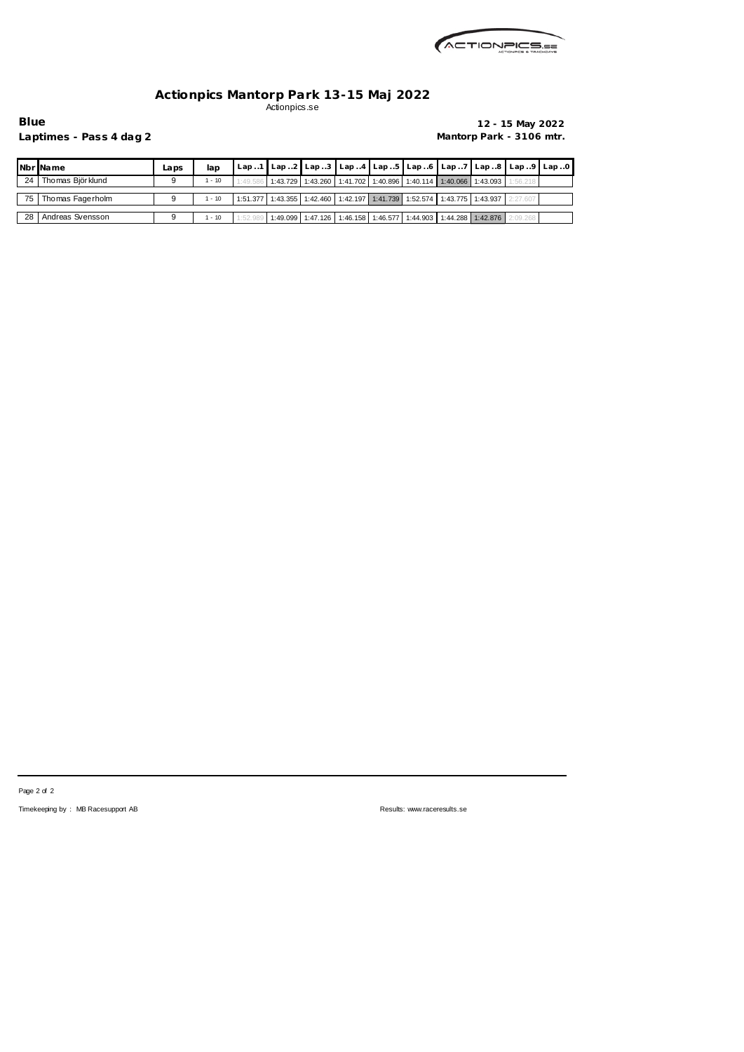# Actionpics Mantorp Park 13-15 Maj 2022

Actionpics.se

**Blue**

**Laptimes - Pass 4 dag 2**

**12 - 15 May 2022**

**Mantorp Park - 3106 mtr.**

| Nbr | Name | Laps | lap | Lap..1 | Lap..2 | Lap..3 | Lap..4 | Lap..5 | Lap..6 | Lap..7 | Lap..8 | Lap..9 | Lap..0 |
|---|---|---|---|---|---|---|---|---|---|---|---|---|---|
| 24 | Thomas Björklund | 9 | 1 - 10 | 1:49.586 | 1:43.729 | 1:43.260 | 1:41.702 | 1:40.896 | 1:40.114 | 1:40.066 | 1:43.093 | 1:56.218 | |
| 75 | Thomas Fagerholm | 9 | 1 - 10 | 1:51.377 | 1:43.355 | 1:42.460 | 1:42.197 | 1:41.739 | 1:52.574 | 1:43.775 | 1:43.937 | 2:27.607 | |
| 28 | Andreas Svensson | 9 | 1 - 10 | 1:52.989 | 1:49.099 | 1:47.126 | 1:46.158 | 1:46.577 | 1:44.903 | 1:44.288 | 1:42.876 | 2:09.268 | |

Timekeeping by : MB Racesupport AB

Results: www.raceresults.se